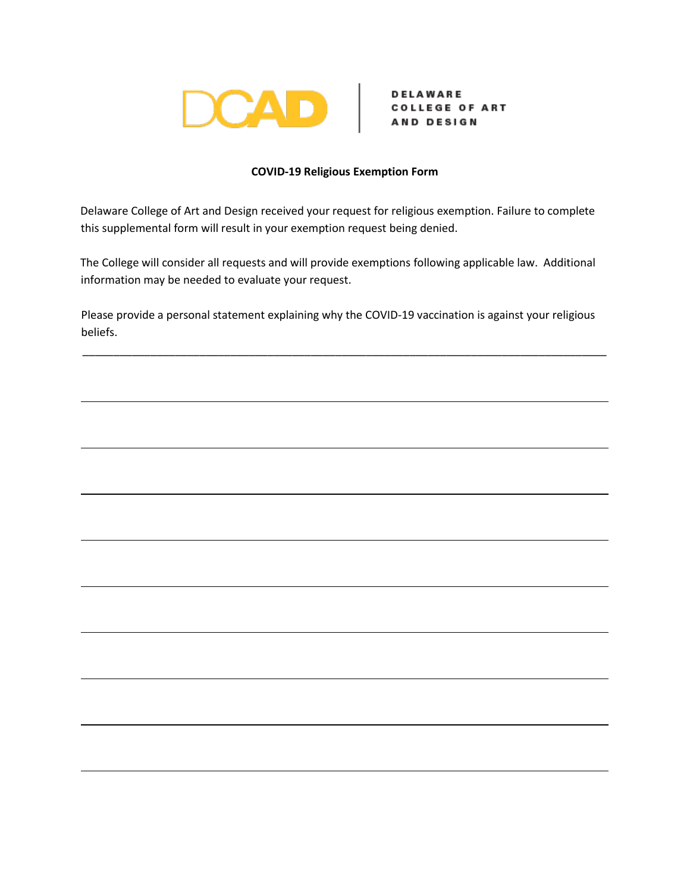DCAD | DELAWARE COLLEGE OF ART AND DESIGN

**COVID-19 Religious Exemption Form**

Delaware College of Art and Design received your request for religious exemption. Failure to complete this supplemental form will result in your exemption request being denied.

The College will consider all requests and will provide exemptions following applicable law. Additional information may be needed to evaluate your request.

Please provide a personal statement explaining why the COVID-19 vaccination is against your religious beliefs.

___________________________________________________________________________

___________________________________________________________________________

___________________________________________________________________________

___________________________________________________________________________

___________________________________________________________________________

___________________________________________________________________________

___________________________________________________________________________

___________________________________________________________________________

___________________________________________________________________________

___________________________________________________________________________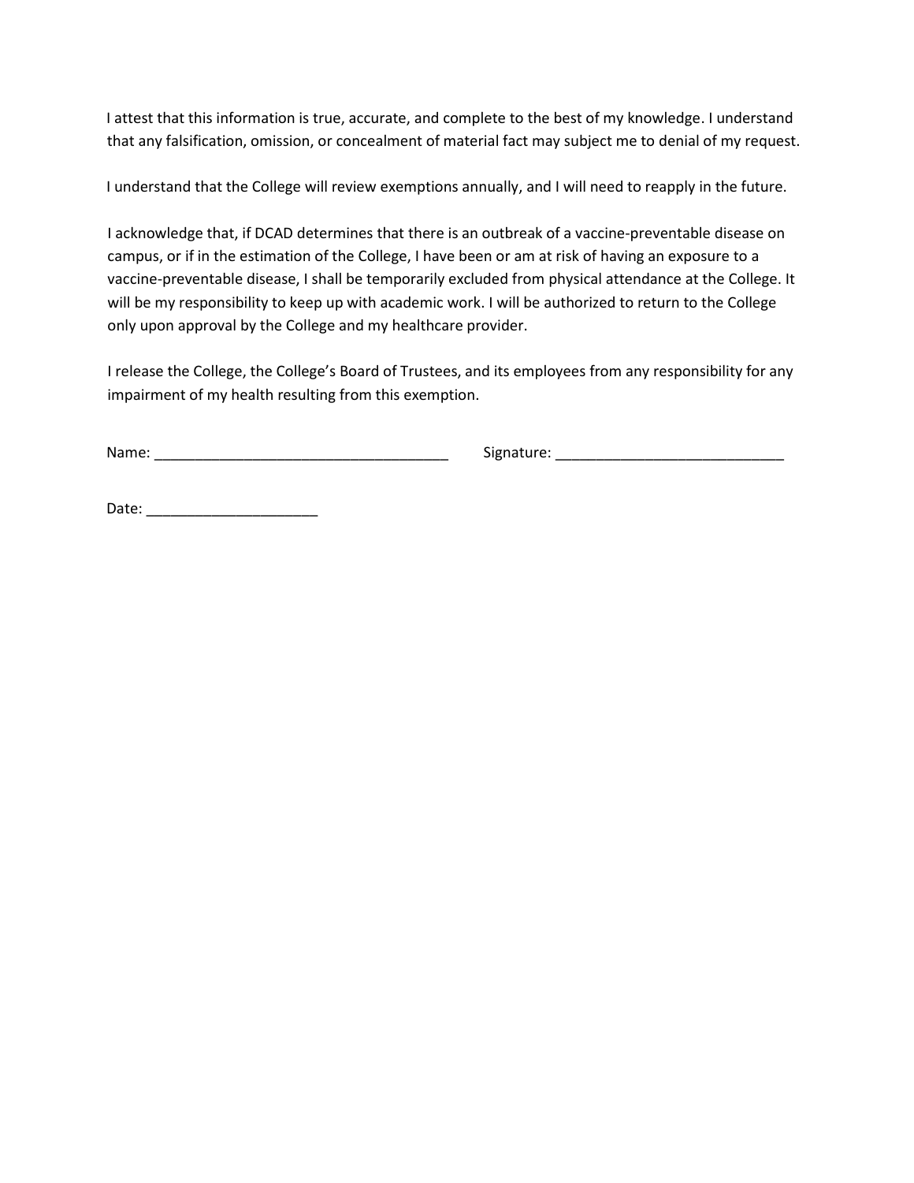I attest that this information is true, accurate, and complete to the best of my knowledge. I understand that any falsification, omission, or concealment of material fact may subject me to denial of my request.

I understand that the College will review exemptions annually, and I will need to reapply in the future.

I acknowledge that, if DCAD determines that there is an outbreak of a vaccine-preventable disease on campus, or if in the estimation of the College, I have been or am at risk of having an exposure to a vaccine-preventable disease, I shall be temporarily excluded from physical attendance at the College. It will be my responsibility to keep up with academic work. I will be authorized to return to the College only upon approval by the College and my healthcare provider.

I release the College, the College's Board of Trustees, and its employees from any responsibility for any impairment of my health resulting from this exemption.

Name: ____________________________________ Signature: ____________________________

Date: _____________________